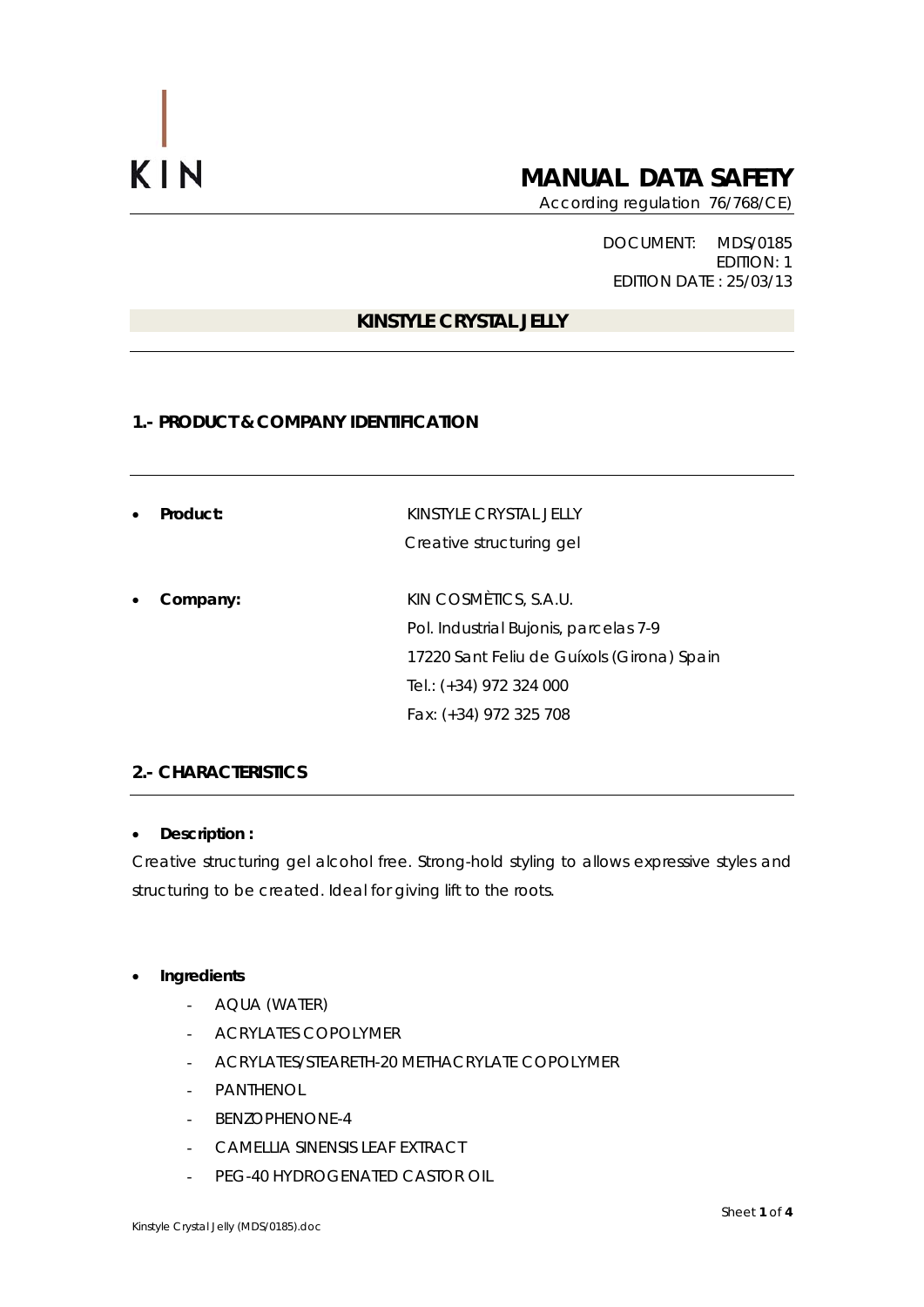KIN

# MANUAL DATA SAFETY

According regulation 76/768/CE)

DOCUMENT: MDS/0185
EDITION: 1
EDITION DATE : 25/03/13

## KINSTYLE CRYSTAL JELLY

## 1.- PRODUCT & COMPANY IDENTIFICATION

- **Product:** KINSTYLE CRYSTAL JELLY
  Creative structuring gel

- **Company:** KIN COSMÈTICS, S.A.U.
  Pol. Industrial Bujonis, parcelas 7-9
  17220 Sant Feliu de Guíxols (Girona) Spain
  Tel.: (+34) 972 324 000
  Fax: (+34) 972 325 708

## 2.- CHARACTERISTICS

- **Description :**

Creative structuring gel alcohol free. Strong-hold styling to allows expressive styles and structuring to be created. Ideal for giving lift to the roots.

- **Ingredients**
  - AQUA (WATER)
  - ACRYLATES COPOLYMER
  - ACRYLATES/STEARETH-20 METHACRYLATE COPOLYMER
  - PANTHENOL
  - BENZOPHENONE-4
  - CAMELLIA SINENSIS LEAF EXTRACT
  - PEG-40 HYDROGENATED CASTOR OIL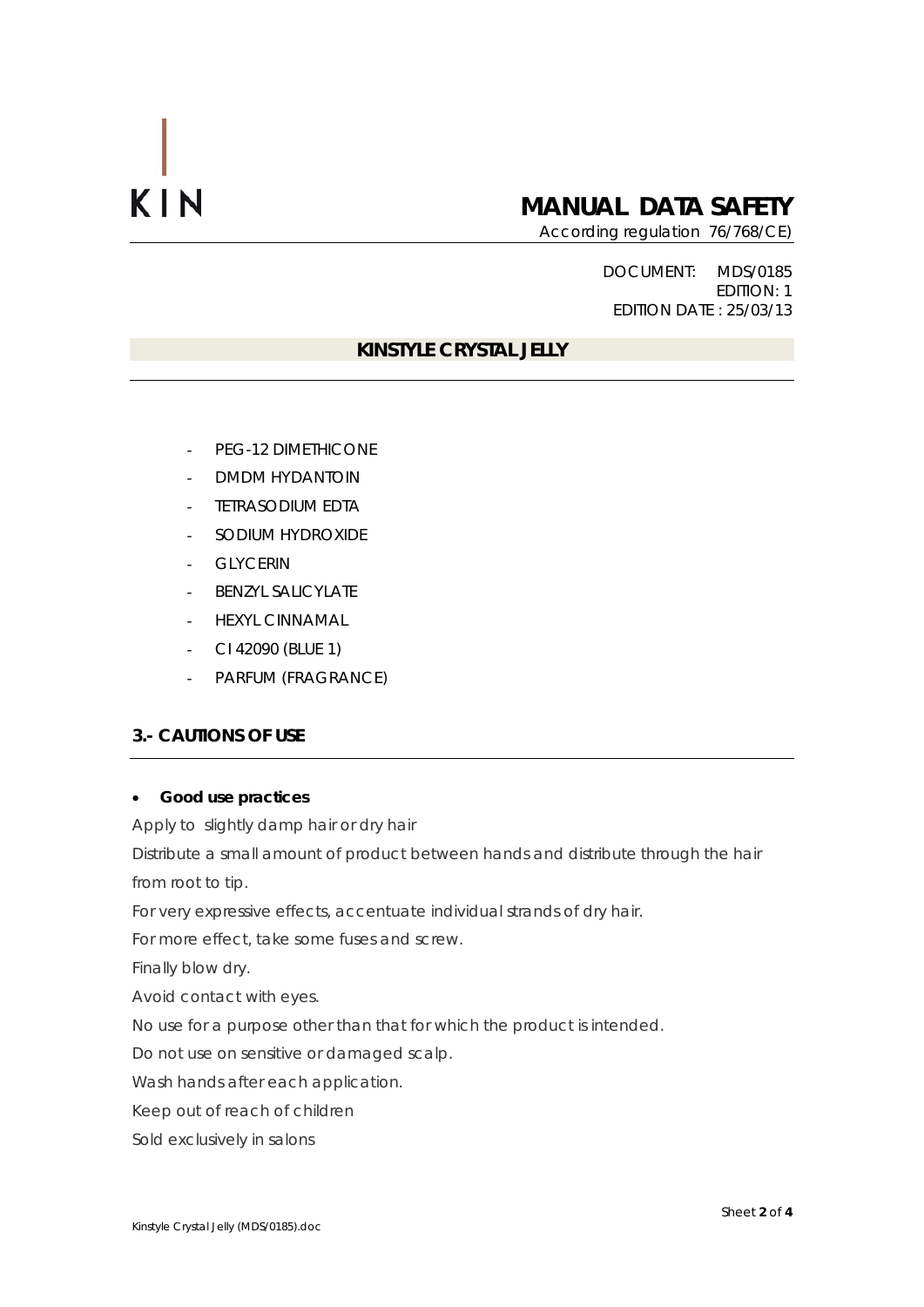KIN

# MANUAL DATA SAFETY

According regulation 76/768/CE)

DOCUMENT: MDS/0185
EDITION: 1
EDITION DATE : 25/03/13

## KINSTYLE CRYSTAL JELLY

- PEG-12 DIMETHICONE
- DMDM HYDANTOIN
- TETRASODIUM EDTA
- SODIUM HYDROXIDE
- GLYCERIN
- BENZYL SALICYLATE
- HEXYL CINNAMAL
- CI 42090 (BLUE 1)
- PARFUM (FRAGRANCE)

## 3.- CAUTIONS OF USE

- **Good use practices**

Apply to slightly damp hair or dry hair

Distribute a small amount of product between hands and distribute through the hair from root to tip.

For very expressive effects, accentuate individual strands of dry hair.

For more effect, take some fuses and screw.

Finally blow dry.

Avoid contact with eyes.

No use for a purpose other than that for which the product is intended.

Do not use on sensitive or damaged scalp.

Wash hands after each application.

Keep out of reach of children

Sold exclusively in salons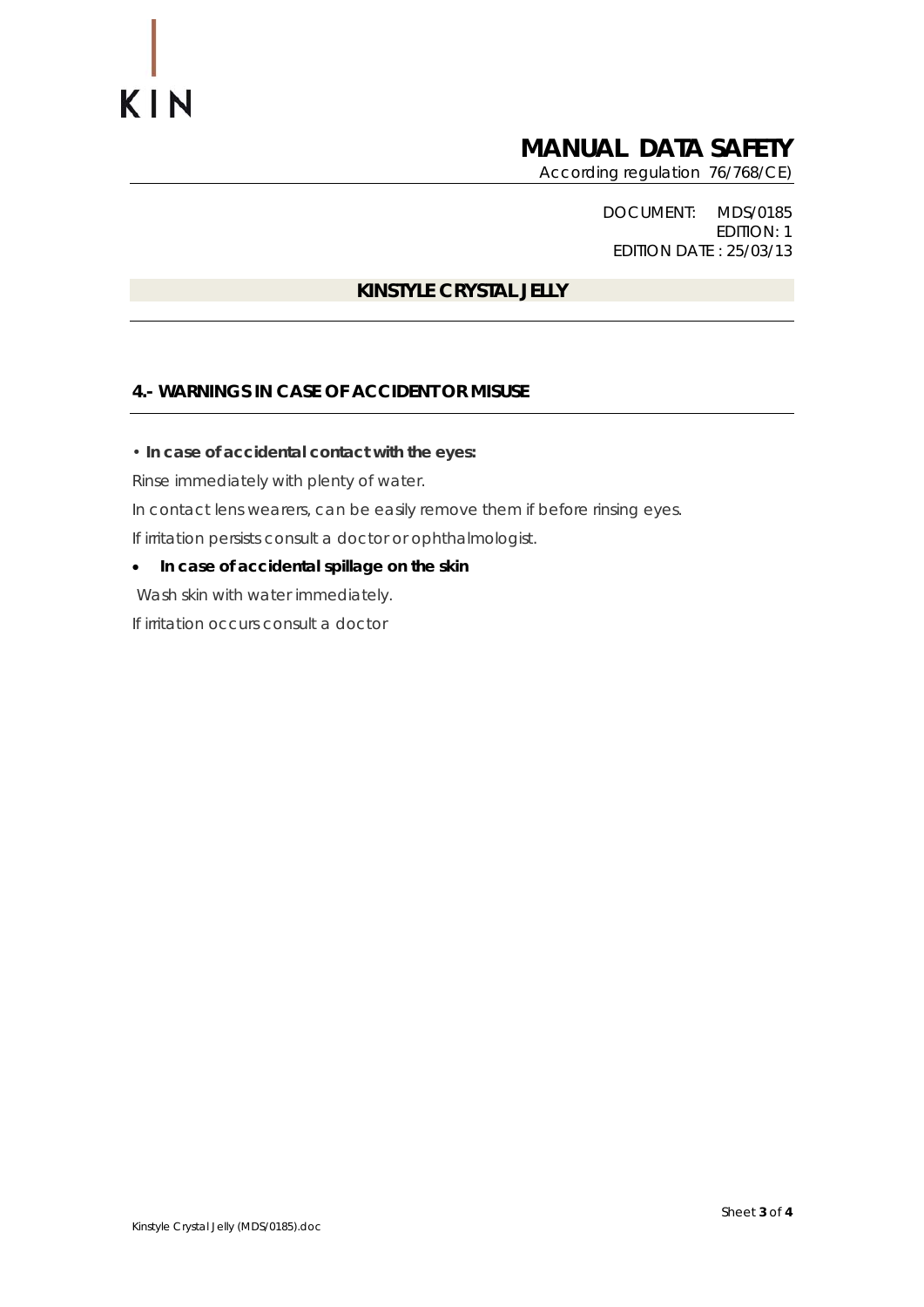# MANUAL DATA SAFETY

According regulation 76/768/CE)

DOCUMENT: MDS/0185
EDITION: 1
EDITION DATE : 25/03/13

## KINSTYLE CRYSTAL JELLY

## 4.- WARNINGS IN CASE OF ACCIDENT OR MISUSE

- **In case of accidental contact with the eyes:**

Rinse immediately with plenty of water.

In contact lens wearers, can be easily remove them if before rinsing eyes.

If irritation persists consult a doctor or ophthalmologist.

- **In case of accidental spillage on the skin**

Wash skin with water immediately.

If irritation occurs consult a doctor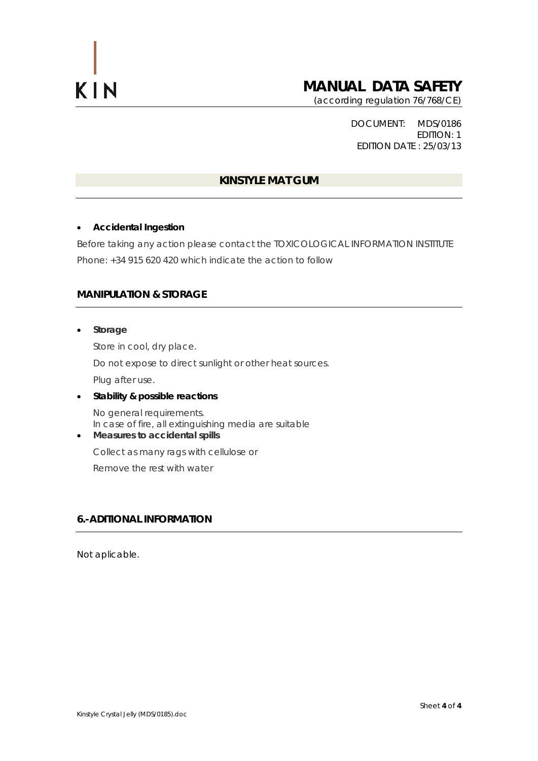KIN

# MANUAL DATA SAFETY

(according regulation 76/768/CE)

DOCUMENT: MDS/0186
EDITION: 1
EDITION DATE : 25/03/13

## KINSTYLE MAT GUM

- **Accidental Ingestion**

Before taking any action please contact the TOXICOLOGICAL INFORMATION INSTITUTE Phone: +34 915 620 420 which indicate the action to follow

## MANIPULATION & STORAGE

- **Storage**

  Store in cool, dry place.

  Do not expose to direct sunlight or other heat sources.

  Plug after use.

- **Stability & possible reactions**

  No general requirements.
  In case of fire, all extinguishing media are suitable

- **Measures to accidental spills**

  Collect as many rags with cellulose or

  Remove the rest with water

## 6.-ADITIONAL INFORMATION

Not aplicable.

Kinstyle Crystal Jelly (MDS/0185).doc